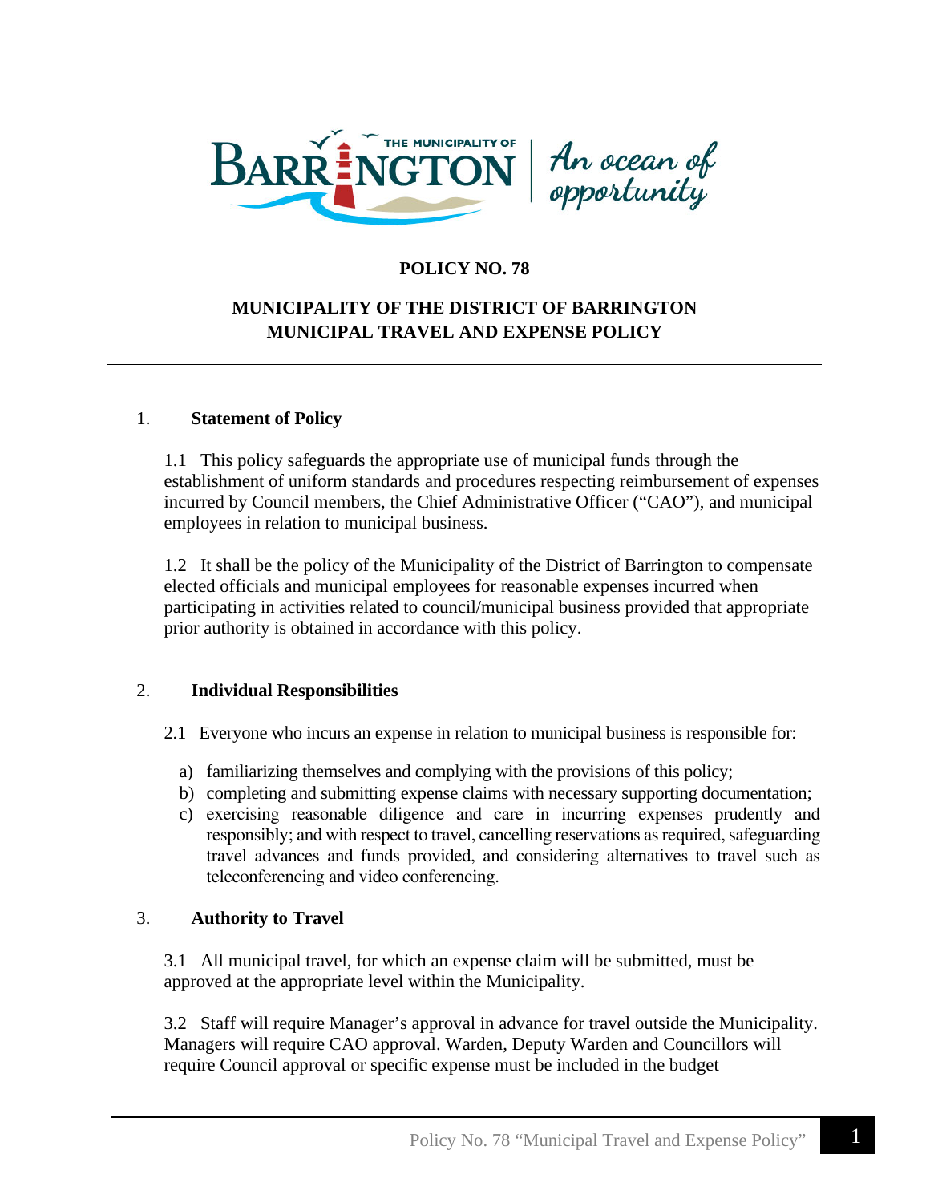THE MUNICIPALITY OF BARRINGTON | *An ocean of opportunity*

**POLICY NO. 78**

**MUNICIPALITY OF THE DISTRICT OF BARRINGTON**
**MUNICIPAL TRAVEL AND EXPENSE POLICY**

---

## 1. Statement of Policy

1.1 This policy safeguards the appropriate use of municipal funds through the establishment of uniform standards and procedures respecting reimbursement of expenses incurred by Council members, the Chief Administrative Officer ("CAO"), and municipal employees in relation to municipal business.

1.2 It shall be the policy of the Municipality of the District of Barrington to compensate elected officials and municipal employees for reasonable expenses incurred when participating in activities related to council/municipal business provided that appropriate prior authority is obtained in accordance with this policy.

## 2. Individual Responsibilities

2.1 Everyone who incurs an expense in relation to municipal business is responsible for:

a) familiarizing themselves and complying with the provisions of this policy;
b) completing and submitting expense claims with necessary supporting documentation;
c) exercising reasonable diligence and care in incurring expenses prudently and responsibly; and with respect to travel, cancelling reservations as required, safeguarding travel advances and funds provided, and considering alternatives to travel such as teleconferencing and video conferencing.

## 3. Authority to Travel

3.1 All municipal travel, for which an expense claim will be submitted, must be approved at the appropriate level within the Municipality.

3.2 Staff will require Manager's approval in advance for travel outside the Municipality. Managers will require CAO approval. Warden, Deputy Warden and Councillors will require Council approval or specific expense must be included in the budget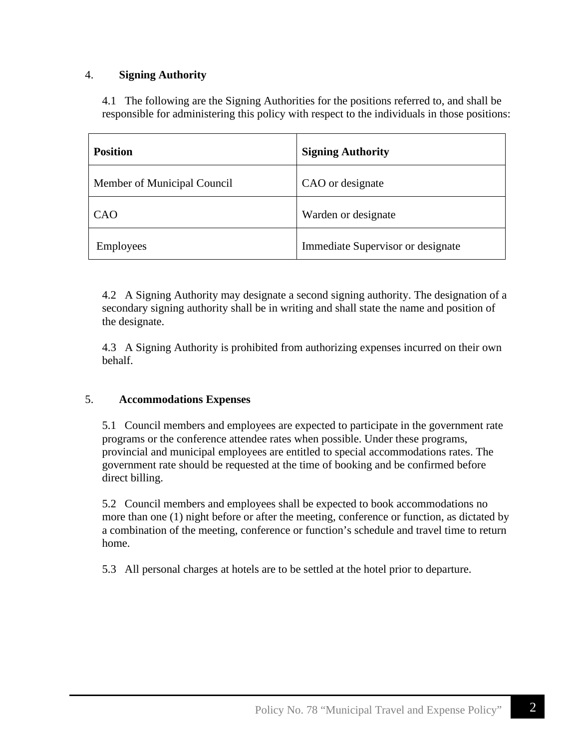## 4. Signing Authority

4.1 The following are the Signing Authorities for the positions referred to, and shall be responsible for administering this policy with respect to the individuals in those positions:

| Position | Signing Authority |
|---|---|
| Member of Municipal Council | CAO or designate |
| CAO | Warden or designate |
| Employees | Immediate Supervisor or designate |

4.2 A Signing Authority may designate a second signing authority. The designation of a secondary signing authority shall be in writing and shall state the name and position of the designate.

4.3 A Signing Authority is prohibited from authorizing expenses incurred on their own behalf.

## 5. Accommodations Expenses

5.1 Council members and employees are expected to participate in the government rate programs or the conference attendee rates when possible. Under these programs, provincial and municipal employees are entitled to special accommodations rates. The government rate should be requested at the time of booking and be confirmed before direct billing.

5.2 Council members and employees shall be expected to book accommodations no more than one (1) night before or after the meeting, conference or function, as dictated by a combination of the meeting, conference or function's schedule and travel time to return home.

5.3 All personal charges at hotels are to be settled at the hotel prior to departure.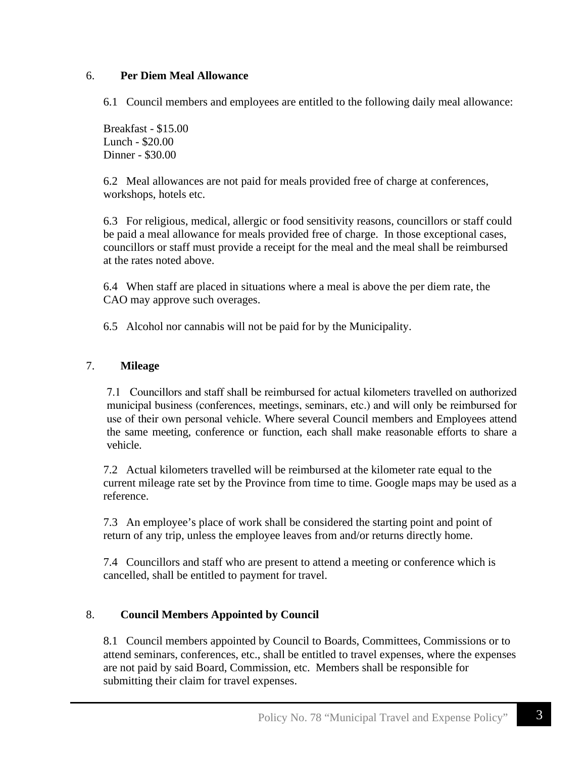## 6. Per Diem Meal Allowance

6.1 Council members and employees are entitled to the following daily meal allowance:

Breakfast - $15.00
Lunch - $20.00
Dinner - $30.00

6.2 Meal allowances are not paid for meals provided free of charge at conferences, workshops, hotels etc.

6.3 For religious, medical, allergic or food sensitivity reasons, councillors or staff could be paid a meal allowance for meals provided free of charge. In those exceptional cases, councillors or staff must provide a receipt for the meal and the meal shall be reimbursed at the rates noted above.

6.4 When staff are placed in situations where a meal is above the per diem rate, the CAO may approve such overages.

6.5 Alcohol nor cannabis will not be paid for by the Municipality.

## 7. Mileage

7.1 Councillors and staff shall be reimbursed for actual kilometers travelled on authorized municipal business (conferences, meetings, seminars, etc.) and will only be reimbursed for use of their own personal vehicle. Where several Council members and Employees attend the same meeting, conference or function, each shall make reasonable efforts to share a vehicle.

7.2 Actual kilometers travelled will be reimbursed at the kilometer rate equal to the current mileage rate set by the Province from time to time. Google maps may be used as a reference.

7.3 An employee's place of work shall be considered the starting point and point of return of any trip, unless the employee leaves from and/or returns directly home.

7.4 Councillors and staff who are present to attend a meeting or conference which is cancelled, shall be entitled to payment for travel.

## 8. Council Members Appointed by Council

8.1 Council members appointed by Council to Boards, Committees, Commissions or to attend seminars, conferences, etc., shall be entitled to travel expenses, where the expenses are not paid by said Board, Commission, etc. Members shall be responsible for submitting their claim for travel expenses.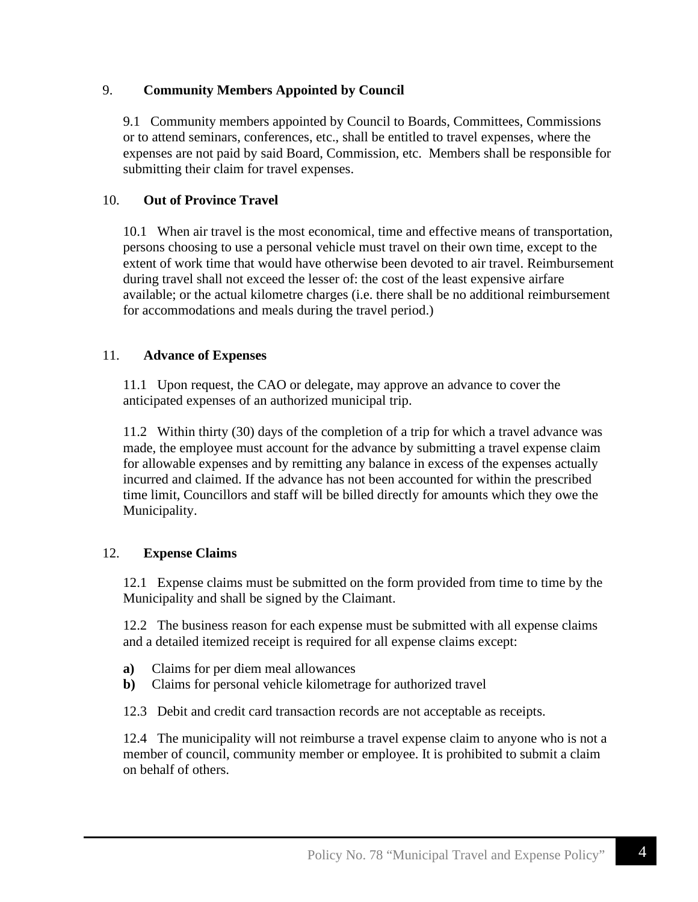## 9. Community Members Appointed by Council

9.1 Community members appointed by Council to Boards, Committees, Commissions or to attend seminars, conferences, etc., shall be entitled to travel expenses, where the expenses are not paid by said Board, Commission, etc. Members shall be responsible for submitting their claim for travel expenses.

## 10. Out of Province Travel

10.1 When air travel is the most economical, time and effective means of transportation, persons choosing to use a personal vehicle must travel on their own time, except to the extent of work time that would have otherwise been devoted to air travel. Reimbursement during travel shall not exceed the lesser of: the cost of the least expensive airfare available; or the actual kilometre charges (i.e. there shall be no additional reimbursement for accommodations and meals during the travel period.)

## 11. Advance of Expenses

11.1 Upon request, the CAO or delegate, may approve an advance to cover the anticipated expenses of an authorized municipal trip.

11.2 Within thirty (30) days of the completion of a trip for which a travel advance was made, the employee must account for the advance by submitting a travel expense claim for allowable expenses and by remitting any balance in excess of the expenses actually incurred and claimed. If the advance has not been accounted for within the prescribed time limit, Councillors and staff will be billed directly for amounts which they owe the Municipality.

## 12. Expense Claims

12.1 Expense claims must be submitted on the form provided from time to time by the Municipality and shall be signed by the Claimant.

12.2 The business reason for each expense must be submitted with all expense claims and a detailed itemized receipt is required for all expense claims except:

**a)** Claims for per diem meal allowances
**b)** Claims for personal vehicle kilometrage for authorized travel

12.3 Debit and credit card transaction records are not acceptable as receipts.

12.4 The municipality will not reimburse a travel expense claim to anyone who is not a member of council, community member or employee. It is prohibited to submit a claim on behalf of others.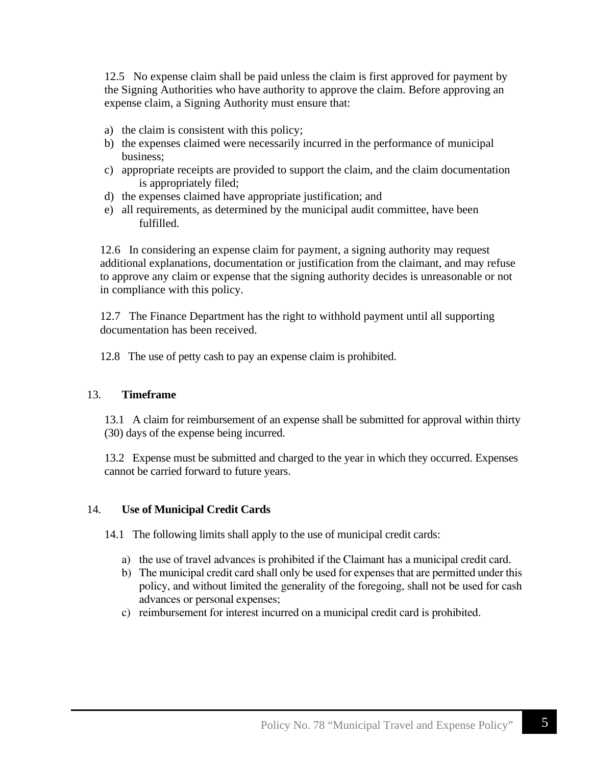12.5 No expense claim shall be paid unless the claim is first approved for payment by the Signing Authorities who have authority to approve the claim. Before approving an expense claim, a Signing Authority must ensure that:

a) the claim is consistent with this policy;
b) the expenses claimed were necessarily incurred in the performance of municipal business;
c) appropriate receipts are provided to support the claim, and the claim documentation is appropriately filed;
d) the expenses claimed have appropriate justification; and
e) all requirements, as determined by the municipal audit committee, have been fulfilled.

12.6 In considering an expense claim for payment, a signing authority may request additional explanations, documentation or justification from the claimant, and may refuse to approve any claim or expense that the signing authority decides is unreasonable or not in compliance with this policy.

12.7 The Finance Department has the right to withhold payment until all supporting documentation has been received.

12.8 The use of petty cash to pay an expense claim is prohibited.

## 13. Timeframe

13.1 A claim for reimbursement of an expense shall be submitted for approval within thirty (30) days of the expense being incurred.

13.2 Expense must be submitted and charged to the year in which they occurred. Expenses cannot be carried forward to future years.

## 14. Use of Municipal Credit Cards

14.1 The following limits shall apply to the use of municipal credit cards:

a) the use of travel advances is prohibited if the Claimant has a municipal credit card.
b) The municipal credit card shall only be used for expenses that are permitted under this policy, and without limited the generality of the foregoing, shall not be used for cash advances or personal expenses;
c) reimbursement for interest incurred on a municipal credit card is prohibited.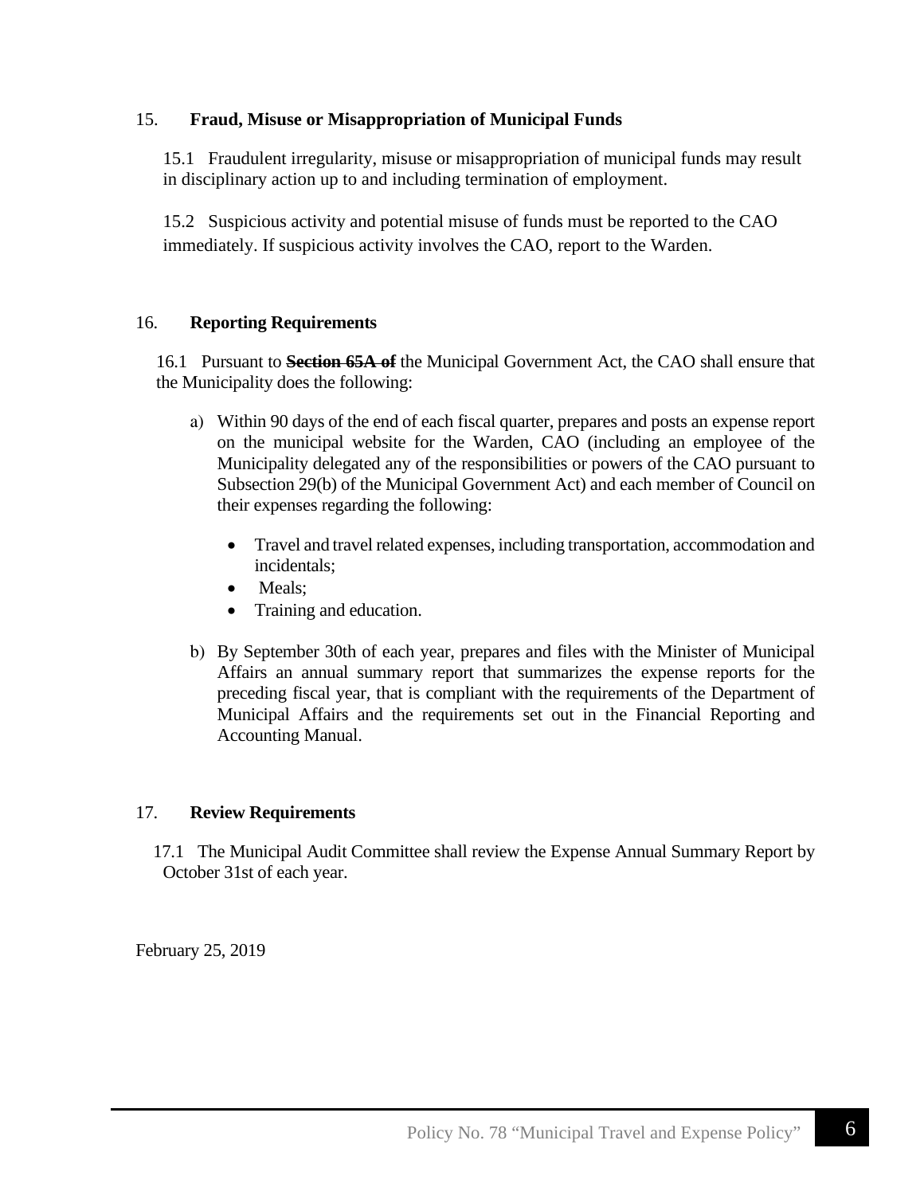## 15. Fraud, Misuse or Misappropriation of Municipal Funds

15.1 Fraudulent irregularity, misuse or misappropriation of municipal funds may result in disciplinary action up to and including termination of employment.

15.2 Suspicious activity and potential misuse of funds must be reported to the CAO immediately. If suspicious activity involves the CAO, report to the Warden.

## 16. Reporting Requirements

16.1 Pursuant to ~~**Section 65A of**~~ the Municipal Government Act, the CAO shall ensure that the Municipality does the following:

a) Within 90 days of the end of each fiscal quarter, prepares and posts an expense report on the municipal website for the Warden, CAO (including an employee of the Municipality delegated any of the responsibilities or powers of the CAO pursuant to Subsection 29(b) of the Municipal Government Act) and each member of Council on their expenses regarding the following:

- Travel and travel related expenses, including transportation, accommodation and incidentals;
- Meals;
- Training and education.

b) By September 30th of each year, prepares and files with the Minister of Municipal Affairs an annual summary report that summarizes the expense reports for the preceding fiscal year, that is compliant with the requirements of the Department of Municipal Affairs and the requirements set out in the Financial Reporting and Accounting Manual.

## 17. Review Requirements

17.1 The Municipal Audit Committee shall review the Expense Annual Summary Report by October 31st of each year.

February 25, 2019